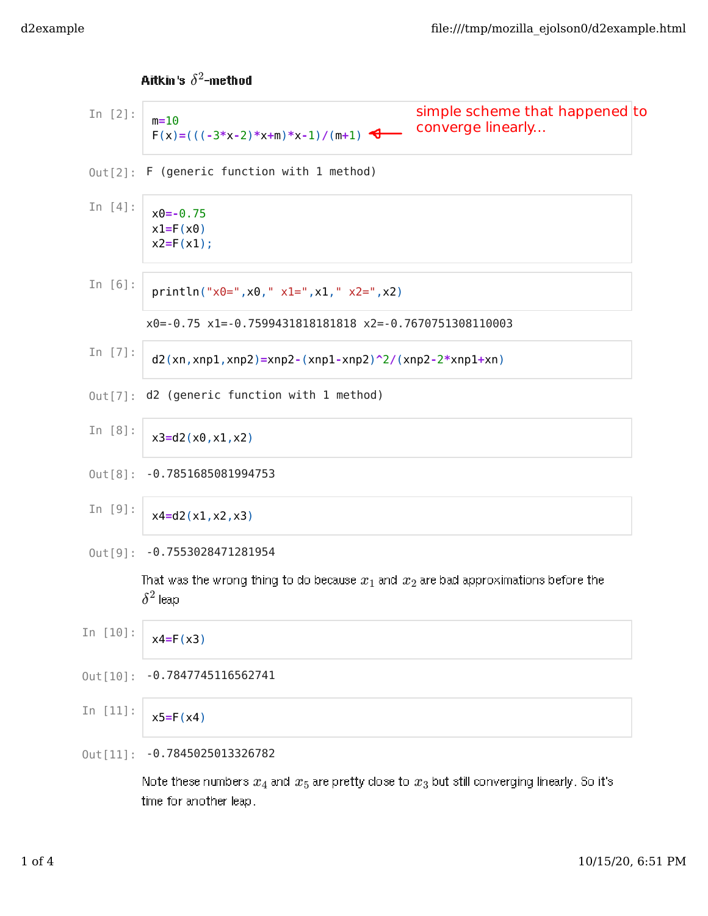## Aitkin's $\delta^2$-method

In [2]:
```
m=10
F(x)=(((-3*x-2)*x+m)*x-1)/(m+1)
```
simple scheme that happened to converge linearly...

Out[2]:
```
F (generic function with 1 method)
```

In [4]:
```
x0=-0.75
x1=F(x0)
x2=F(x1);
```

In [6]:
```
println("x0=",x0," x1=",x1," x2=",x2)
```

```
x0=-0.75 x1=-0.7599431818181818 x2=-0.7670751308110003
```

In [7]:
```
d2(xn,xnp1,xnp2)=xnp2-(xnp1-xnp2)^2/(xnp2-2*xnp1+xn)
```

Out[7]:
```
d2 (generic function with 1 method)
```

In [8]:
```
x3=d2(x0,x1,x2)
```

Out[8]:
```
-0.7851685081994753
```

In [9]:
```
x4=d2(x1,x2,x3)
```

Out[9]:
```
-0.7553028471281954
```

That was the wrong thing to do because $x_1$ and $x_2$ are bad approximations before the $\delta^2$ leap

In [10]:
```
x4=F(x3)
```

Out[10]:
```
-0.7847745116562741
```

In [11]:
```
x5=F(x4)
```

Out[11]:
```
-0.7845025013326782
```

Note these numbers $x_4$ and $x_5$ are pretty close to $x_3$ but still converging linearly. So it's time for another leap.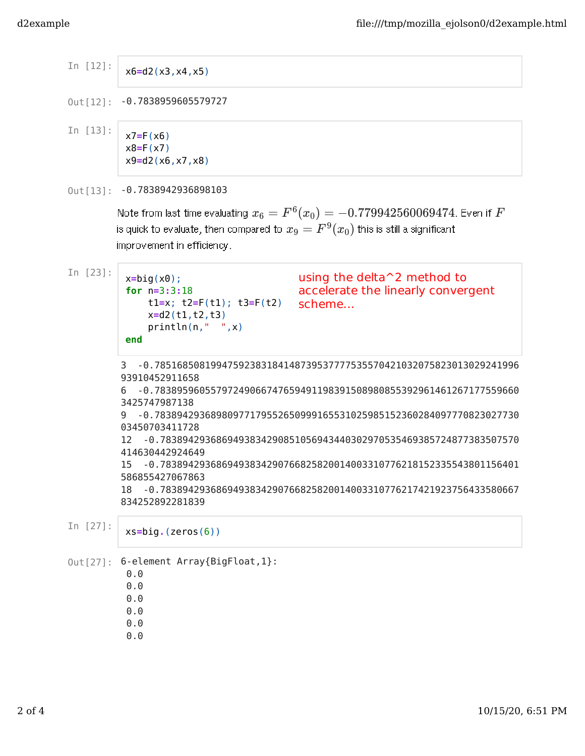In [12]:

```
x6=d2(x3,x4,x5)
```

Out[12]: `-0.7838959605579727`

In [13]:

```
x7=F(x6)
x8=F(x7)
x9=d2(x6,x7,x8)
```

Out[13]: `-0.7838942936898103`

Note from last time evaluating $x_6 = F^6(x_0) = -0.779942560069474$. Even if $F$ is quick to evaluate, then compared to $x_9 = F^9(x_0)$ this is still a significant improvement in efficiency.

In [23]:

```
x=big(x0);
for n=3:3:18
    t1=x; t2=F(t1); t3=F(t2)
    x=d2(t1,t2,t3)
    println(n,"  ",x)
end
```

using the delta^2 method to accelerate the linearly convergent scheme...

```
3  -0.78516850819947592383184148739537777535570421032075823013029241996
93910452911658
6  -0.78389596055797249066747659491198391508980855392961461267177559660
3425747987138
9  -0.78389429368980977179552650999165531025985152360284097770823027730
03450703411728
12  -0.78389429368694938342908510569434403029705354693857248773835075 70
414630442924649
15  -0.78389429368694938342907668258200140033107762181523355438011564 01
586855427067863
18  -0.78389429368694938342907668258200140033107762174219237564335806 67
834252892281839
```

In [27]:

```
xs=big.(zeros(6))
```

Out[27]:

```
6-element Array{BigFloat,1}:
 0.0
 0.0
 0.0
 0.0
 0.0
 0.0
```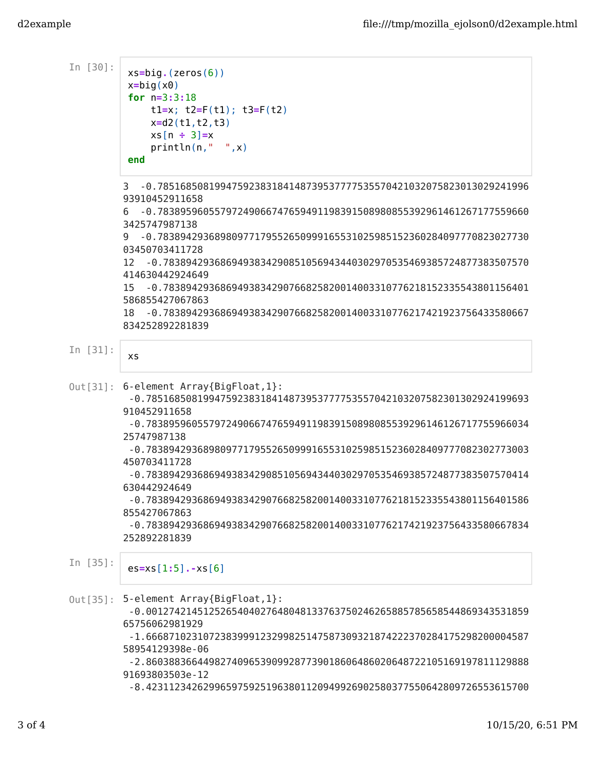In [30]:

```
xs=big.(zeros(6))
x=big(x0)
for n=3:3:18
    t1=x; t2=F(t1); t3=F(t2)
    x=d2(t1,t2,t3)
    xs[n ÷ 3]=x
    println(n,"  ",x)
end
```

```
3  -0.785168508199475923831841487395377775355704210320758230130292419969391045291165​8
6  -0.783895960557972490667476594911983915089808553929614612671775596603425747987138
9  -0.78389429368980977179552650999165531025985152360284097770823027730 03450703411728
12  -0.78389429368694938342908510569434403029705354693857248773835075704146304429246​49
15  -0.78389429368694938342907668258200140033107762181523355438011564015868554270678​63
18  -0.78389429368694938342907668258200140033107762174219237564335806678342528922818​39
```

In [31]:

```
xs
```

Out[31]:

```
6-element Array{BigFloat,1}:
 -0.785168508199475923831841487395377775355704210320758230130292419969391045291165​8
 -0.783895960557972490667476594911983915089808553929614612671775596603425747987138
 -0.783894293689809771795526509991655310259851523602840977708230277300345070341172​8
 -0.783894293686949383429085105694344030297053546938572487738350757041463044292464​9
 -0.783894293686949383429076682582001400331077621815233554380115640158685542706786​3
 -0.783894293686949383429076682582001400331077621742192375643358066783425289228183​9
```

In [35]:

```
es=xs[1:5].-xs[6]
```

Out[35]:

```
5-element Array{BigFloat,1}:
 -0.001274214512526540402764804813376375024626585785658544869343531859​65756062981929
 -1.666871023107238399912329982514758730932187422237028417529820000458758954129398e-06
 -2.860388366449827409653909928773901860648602064872210516919781112988891693803503e-12
 -8.423112342629965975925196380112094992690258037755064280972655361570​0
```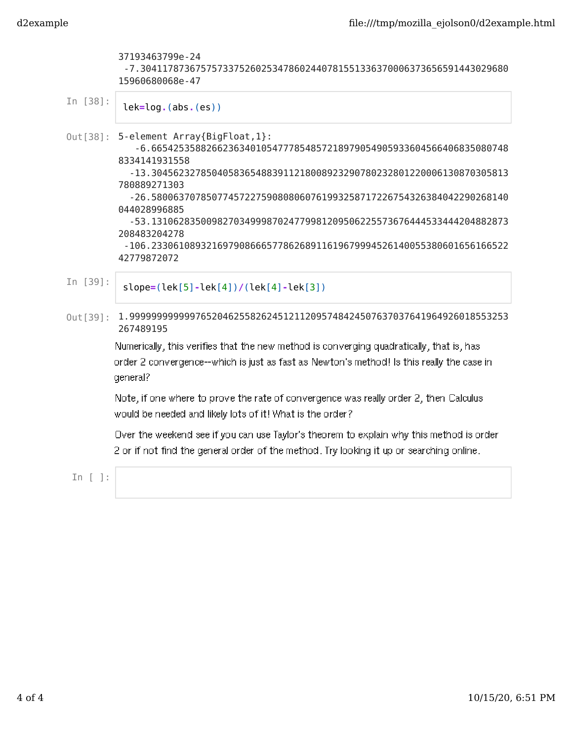```
37193463799e-24
 -7.304117873675757337526025347860244078155133637000637365659144302968015960680068e-47
```

In [38]:

```
lek=log.(abs.(es))
```

Out[38]:

```
5-element Array{BigFloat,1}:
   -6.6654253588266236340105477785485721897905490593360456640683508074883341419315 58
  -13.304562327850405836548839112180089232907802328012200061308703058137808892713 03
  -26.580063707850774572275908080607619932587172267543263840422902681400440289968 85
  -53.131062835009827034999870247799812095062255736764445334442048828732084832042 78
 -106.233061089321697908666577862689116196799945261400553806016561665224277987207 2
```

In [39]:

```
slope=(lek[5]-lek[4])/(lek[4]-lek[3])
```

Out[39]:

```
1.99999999999997652046255826245121120957484245076370376419649260185532532674891 95
```

Numerically, this verifies that the new method is converging quadratically, that is, has order 2 convergence--which is just as fast as Newton's method! Is this really the case in general?

Note, if one where to prove the rate of convergence was really order 2, then Calculus would be needed and likely lots of it! What is the order?

Over the weekend see if you can use Taylor's theorem to explain why this method is order 2 or if not find the general order of the method. Try looking it up or searching online.

In [ ]: